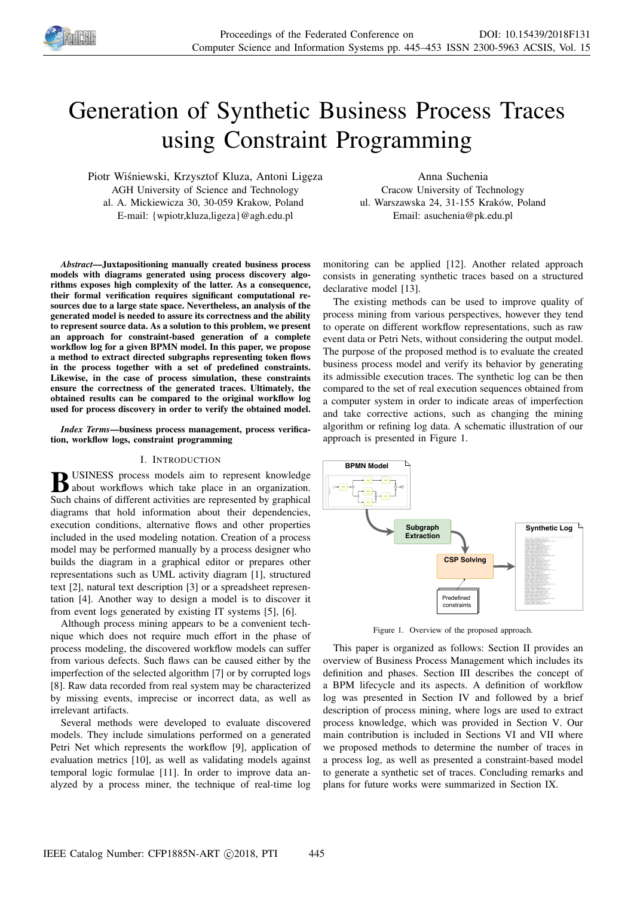# Generation of Synthetic Business Process Traces using Constraint Programming

Piotr Wiśniewski, Krzysztof Kluza, Antoni Ligęza
AGH University of Science and Technology
al. A. Mickiewicza 30, 30-059 Krakow, Poland
E-mail: {wpiotr,kluza,ligeza}@agh.edu.pl

Anna Suchenia
Cracow University of Technology
ul. Warszawska 24, 31-155 Kraków, Poland
Email: asuchenia@pk.edu.pl

***Abstract*—Juxtapositioning manually created business process models with diagrams generated using process discovery algorithms exposes high complexity of the latter. As a consequence, their formal verification requires significant computational resources due to a large state space. Nevertheless, an analysis of the generated model is needed to assure its correctness and the ability to represent source data. As a solution to this problem, we present an approach for constraint-based generation of a complete workflow log for a given BPMN model. In this paper, we propose a method to extract directed subgraphs representing token flows in the process together with a set of predefined constraints. Likewise, in the case of process simulation, these constraints ensure the correctness of the generated traces. Ultimately, the obtained results can be compared to the original workflow log used for process discovery in order to verify the obtained model.**

***Index Terms*—business process management, process verification, workflow logs, constraint programming**

## I. Introduction

BUSINESS process models aim to represent knowledge about workflows which take place in an organization. Such chains of different activities are represented by graphical diagrams that hold information about their dependencies, execution conditions, alternative flows and other properties included in the used modeling notation. Creation of a process model may be performed manually by a process designer who builds the diagram in a graphical editor or prepares other representations such as UML activity diagram [1], structured text [2], natural text description [3] or a spreadsheet representation [4]. Another way to design a model is to discover it from event logs generated by existing IT systems [5], [6].

Although process mining appears to be a convenient technique which does not require much effort in the phase of process modeling, the discovered workflow models can suffer from various defects. Such flaws can be caused either by the imperfection of the selected algorithm [7] or by corrupted logs [8]. Raw data recorded from real system may be characterized by missing events, imprecise or incorrect data, as well as irrelevant artifacts.

Several methods were developed to evaluate discovered models. They include simulations performed on a generated Petri Net which represents the workflow [9], application of evaluation metrics [10], as well as validating models against temporal logic formulae [11]. In order to improve data analyzed by a process miner, the technique of real-time log monitoring can be applied [12]. Another related approach consists in generating synthetic traces based on a structured declarative model [13].

The existing methods can be used to improve quality of process mining from various perspectives, however they tend to operate on different workflow representations, such as raw event data or Petri Nets, without considering the output model. The purpose of the proposed method is to evaluate the created business process model and verify its behavior by generating its admissible execution traces. The synthetic log can be then compared to the set of real execution sequences obtained from a computer system in order to indicate areas of imperfection and take corrective actions, such as changing the mining algorithm or refining log data. A schematic illustration of our approach is presented in Figure 1.

Figure 1. Overview of the proposed approach.

This paper is organized as follows: Section II provides an overview of Business Process Management which includes its definition and phases. Section III describes the concept of a BPM lifecycle and its aspects. A definition of workflow log was presented in Section IV and followed by a brief description of process mining, where logs are used to extract process knowledge, which was provided in Section V. Our main contribution is included in Sections VI and VII where we proposed methods to determine the number of traces in a process log, as well as presented a constraint-based model to generate a synthetic set of traces. Concluding remarks and plans for future works were summarized in Section IX.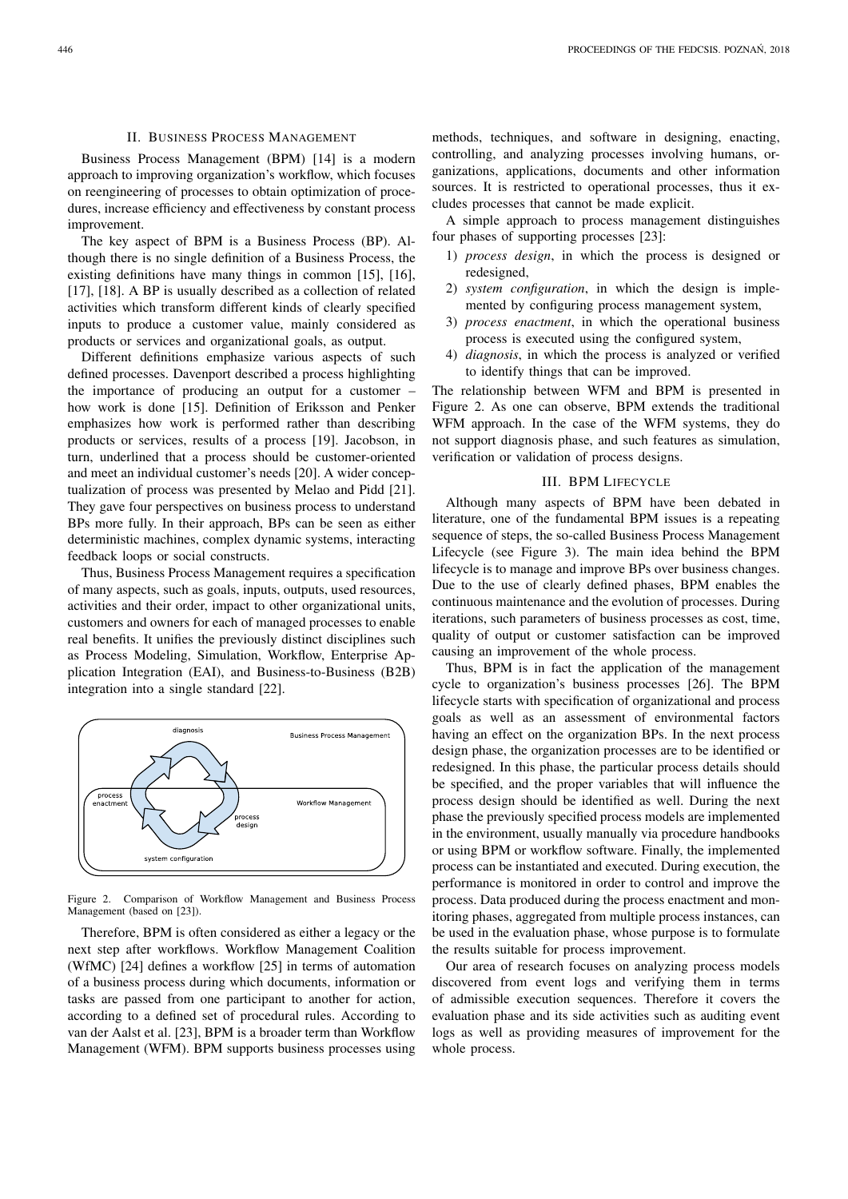## II. Business Process Management

Business Process Management (BPM) [14] is a modern approach to improving organization's workflow, which focuses on reengineering of processes to obtain optimization of procedures, increase efficiency and effectiveness by constant process improvement.

The key aspect of BPM is a Business Process (BP). Although there is no single definition of a Business Process, the existing definitions have many things in common [15], [16], [17], [18]. A BP is usually described as a collection of related activities which transform different kinds of clearly specified inputs to produce a customer value, mainly considered as products or services and organizational goals, as output.

Different definitions emphasize various aspects of such defined processes. Davenport described a process highlighting the importance of producing an output for a customer – how work is done [15]. Definition of Eriksson and Penker emphasizes how work is performed rather than describing products or services, results of a process [19]. Jacobson, in turn, underlined that a process should be customer-oriented and meet an individual customer's needs [20]. A wider conceptualization of process was presented by Melao and Pidd [21]. They gave four perspectives on business process to understand BPs more fully. In their approach, BPs can be seen as either deterministic machines, complex dynamic systems, interacting feedback loops or social constructs.

Thus, Business Process Management requires a specification of many aspects, such as goals, inputs, outputs, used resources, activities and their order, impact to other organizational units, customers and owners for each of managed processes to enable real benefits. It unifies the previously distinct disciplines such as Process Modeling, Simulation, Workflow, Enterprise Application Integration (EAI), and Business-to-Business (B2B) integration into a single standard [22].

Figure 2. Comparison of Workflow Management and Business Process Management (based on [23]).

Therefore, BPM is often considered as either a legacy or the next step after workflows. Workflow Management Coalition (WfMC) [24] defines a workflow [25] in terms of automation of a business process during which documents, information or tasks are passed from one participant to another for action, according to a defined set of procedural rules. According to van der Aalst et al. [23], BPM is a broader term than Workflow Management (WFM). BPM supports business processes using methods, techniques, and software in designing, enacting, controlling, and analyzing processes involving humans, organizations, applications, documents and other information sources. It is restricted to operational processes, thus it excludes processes that cannot be made explicit.

A simple approach to process management distinguishes four phases of supporting processes [23]:

1) *process design*, in which the process is designed or redesigned,
2) *system configuration*, in which the design is implemented by configuring process management system,
3) *process enactment*, in which the operational business process is executed using the configured system,
4) *diagnosis*, in which the process is analyzed or verified to identify things that can be improved.

The relationship between WFM and BPM is presented in Figure 2. As one can observe, BPM extends the traditional WFM approach. In the case of the WFM systems, they do not support diagnosis phase, and such features as simulation, verification or validation of process designs.

## III. BPM Lifecycle

Although many aspects of BPM have been debated in literature, one of the fundamental BPM issues is a repeating sequence of steps, the so-called Business Process Management Lifecycle (see Figure 3). The main idea behind the BPM lifecycle is to manage and improve BPs over business changes. Due to the use of clearly defined phases, BPM enables the continuous maintenance and the evolution of processes. During iterations, such parameters of business processes as cost, time, quality of output or customer satisfaction can be improved causing an improvement of the whole process.

Thus, BPM is in fact the application of the management cycle to organization's business processes [26]. The BPM lifecycle starts with specification of organizational and process goals as well as an assessment of environmental factors having an effect on the organization BPs. In the next process design phase, the organization processes are to be identified or redesigned. In this phase, the particular process details should be specified, and the proper variables that will influence the process design should be identified as well. During the next phase the previously specified process models are implemented in the environment, usually manually via procedure handbooks or using BPM or workflow software. Finally, the implemented process can be instantiated and executed. During execution, the performance is monitored in order to control and improve the process. Data produced during the process enactment and monitoring phases, aggregated from multiple process instances, can be used in the evaluation phase, whose purpose is to formulate the results suitable for process improvement.

Our area of research focuses on analyzing process models discovered from event logs and verifying them in terms of admissible execution sequences. Therefore it covers the evaluation phase and its side activities such as auditing event logs as well as providing measures of improvement for the whole process.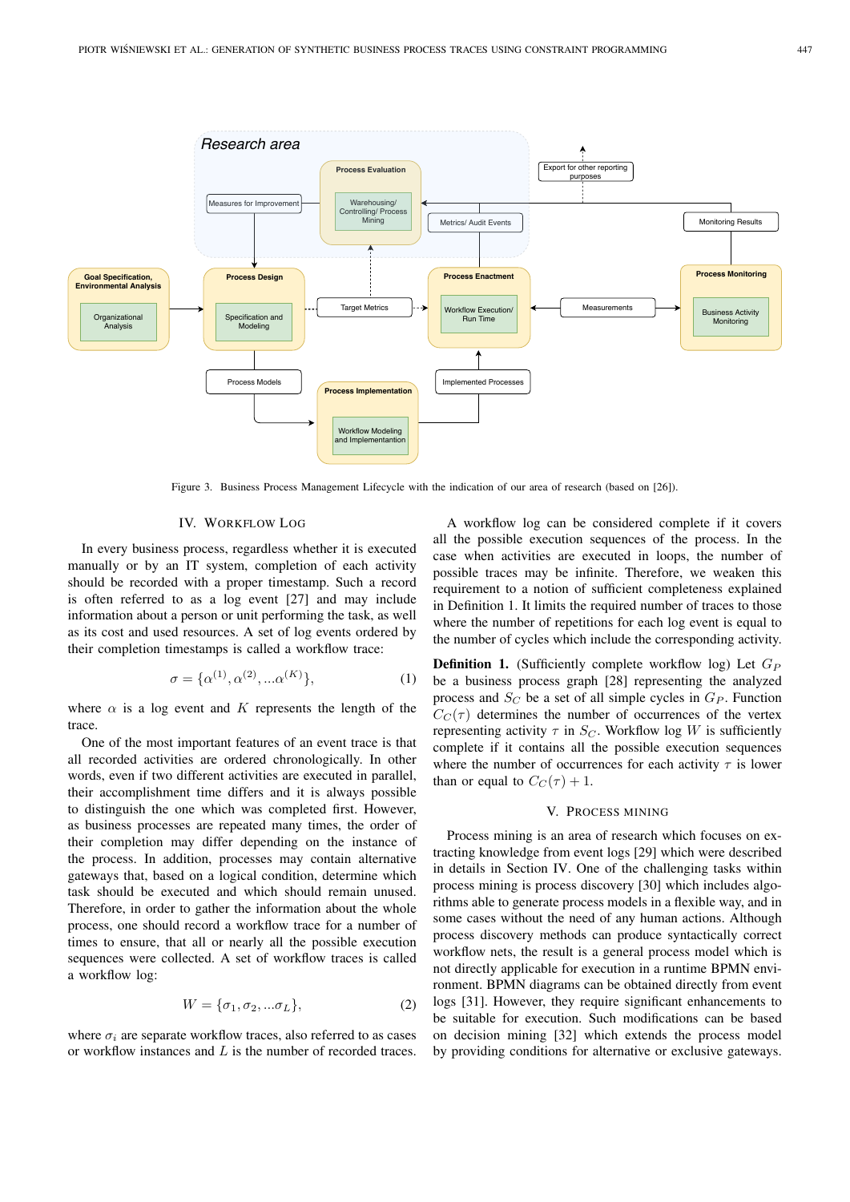Figure 3. Business Process Management Lifecycle with the indication of our area of research (based on [26]).

## IV. WORKFLOW LOG

In every business process, regardless whether it is executed manually or by an IT system, completion of each activity should be recorded with a proper timestamp. Such a record is often referred to as a log event [27] and may include information about a person or unit performing the task, as well as its cost and used resources. A set of log events ordered by their completion timestamps is called a workflow trace:

$$\sigma = \{\alpha^{(1)}, \alpha^{(2)}, ...\alpha^{(K)}\}, \tag{1}$$

where $\alpha$ is a log event and $K$ represents the length of the trace.

One of the most important features of an event trace is that all recorded activities are ordered chronologically. In other words, even if two different activities are executed in parallel, their accomplishment time differs and it is always possible to distinguish the one which was completed first. However, as business processes are repeated many times, the order of their completion may differ depending on the instance of the process. In addition, processes may contain alternative gateways that, based on a logical condition, determine which task should be executed and which should remain unused. Therefore, in order to gather the information about the whole process, one should record a workflow trace for a number of times to ensure, that all or nearly all the possible execution sequences were collected. A set of workflow traces is called a workflow log:

$$W = \{\sigma_1, \sigma_2, ...\sigma_L\}, \tag{2}$$

where $\sigma_i$ are separate workflow traces, also referred to as cases or workflow instances and $L$ is the number of recorded traces.

A workflow log can be considered complete if it covers all the possible execution sequences of the process. In the case when activities are executed in loops, the number of possible traces may be infinite. Therefore, we weaken this requirement to a notion of sufficient completeness explained in Definition 1. It limits the required number of traces to those where the number of repetitions for each log event is equal to the number of cycles which include the corresponding activity.

**Definition 1.** (Sufficiently complete workflow log) Let $G_P$ be a business process graph [28] representing the analyzed process and $S_C$ be a set of all simple cycles in $G_P$. Function $C_C(\tau)$ determines the number of occurrences of the vertex representing activity $\tau$ in $S_C$. Workflow log $W$ is sufficiently complete if it contains all the possible execution sequences where the number of occurrences for each activity $\tau$ is lower than or equal to $C_C(\tau) + 1$.

## V. PROCESS MINING

Process mining is an area of research which focuses on extracting knowledge from event logs [29] which were described in details in Section IV. One of the challenging tasks within process mining is process discovery [30] which includes algorithms able to generate process models in a flexible way, and in some cases without the need of any human actions. Although process discovery methods can produce syntactically correct workflow nets, the result is a general process model which is not directly applicable for execution in a runtime BPMN environment. BPMN diagrams can be obtained directly from event logs [31]. However, they require significant enhancements to be suitable for execution. Such modifications can be based on decision mining [32] which extends the process model by providing conditions for alternative or exclusive gateways.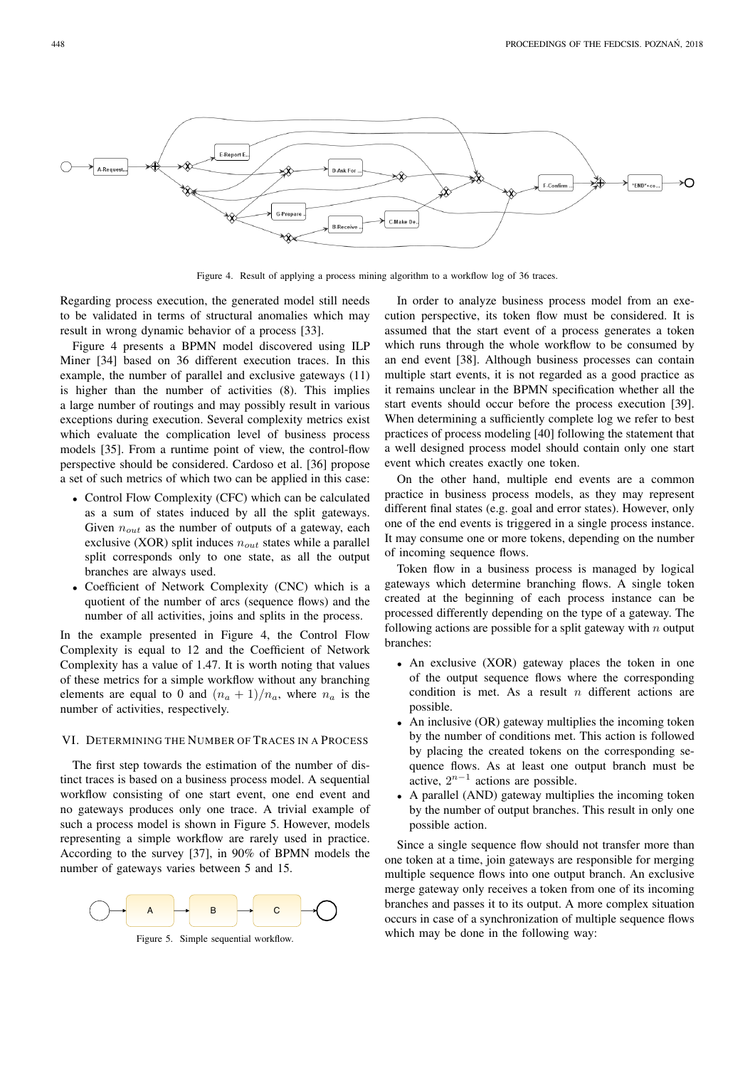Figure 4. Result of applying a process mining algorithm to a workflow log of 36 traces.

Regarding process execution, the generated model still needs to be validated in terms of structural anomalies which may result in wrong dynamic behavior of a process [33].

Figure 4 presents a BPMN model discovered using ILP Miner [34] based on 36 different execution traces. In this example, the number of parallel and exclusive gateways (11) is higher than the number of activities (8). This implies a large number of routings and may possibly result in various exceptions during execution. Several complexity metrics exist which evaluate the complication level of business process models [35]. From a runtime point of view, the control-flow perspective should be considered. Cardoso et al. [36] propose a set of such metrics of which two can be applied in this case:

- Control Flow Complexity (CFC) which can be calculated as a sum of states induced by all the split gateways. Given $n_{out}$ as the number of outputs of a gateway, each exclusive (XOR) split induces $n_{out}$ states while a parallel split corresponds only to one state, as all the output branches are always used.
- Coefficient of Network Complexity (CNC) which is a quotient of the number of arcs (sequence flows) and the number of all activities, joins and splits in the process.

In the example presented in Figure 4, the Control Flow Complexity is equal to 12 and the Coefficient of Network Complexity has a value of 1.47. It is worth noting that values of these metrics for a simple workflow without any branching elements are equal to 0 and $(n_a + 1)/n_a$, where $n_a$ is the number of activities, respectively.

## VI. Determining the Number of Traces in a Process

The first step towards the estimation of the number of distinct traces is based on a business process model. A sequential workflow consisting of one start event, one end event and no gateways produces only one trace. A trivial example of such a process model is shown in Figure 5. However, models representing a simple workflow are rarely used in practice. According to the survey [37], in 90% of BPMN models the number of gateways varies between 5 and 15.

Figure 5. Simple sequential workflow.

In order to analyze business process model from an execution perspective, its token flow must be considered. It is assumed that the start event of a process generates a token which runs through the whole workflow to be consumed by an end event [38]. Although business processes can contain multiple start events, it is not regarded as a good practice as it remains unclear in the BPMN specification whether all the start events should occur before the process execution [39]. When determining a sufficiently complete log we refer to best practices of process modeling [40] following the statement that a well designed process model should contain only one start event which creates exactly one token.

On the other hand, multiple end events are a common practice in business process models, as they may represent different final states (e.g. goal and error states). However, only one of the end events is triggered in a single process instance. It may consume one or more tokens, depending on the number of incoming sequence flows.

Token flow in a business process is managed by logical gateways which determine branching flows. A single token created at the beginning of each process instance can be processed differently depending on the type of a gateway. The following actions are possible for a split gateway with $n$ output branches:

- An exclusive (XOR) gateway places the token in one of the output sequence flows where the corresponding condition is met. As a result $n$ different actions are possible.
- An inclusive (OR) gateway multiplies the incoming token by the number of conditions met. This action is followed by placing the created tokens on the corresponding sequence flows. As at least one output branch must be active, $2^{n-1}$ actions are possible.
- A parallel (AND) gateway multiplies the incoming token by the number of output branches. This result in only one possible action.

Since a single sequence flow should not transfer more than one token at a time, join gateways are responsible for merging multiple sequence flows into one output branch. An exclusive merge gateway only receives a token from one of its incoming branches and passes it to its output. A more complex situation occurs in case of a synchronization of multiple sequence flows which may be done in the following way: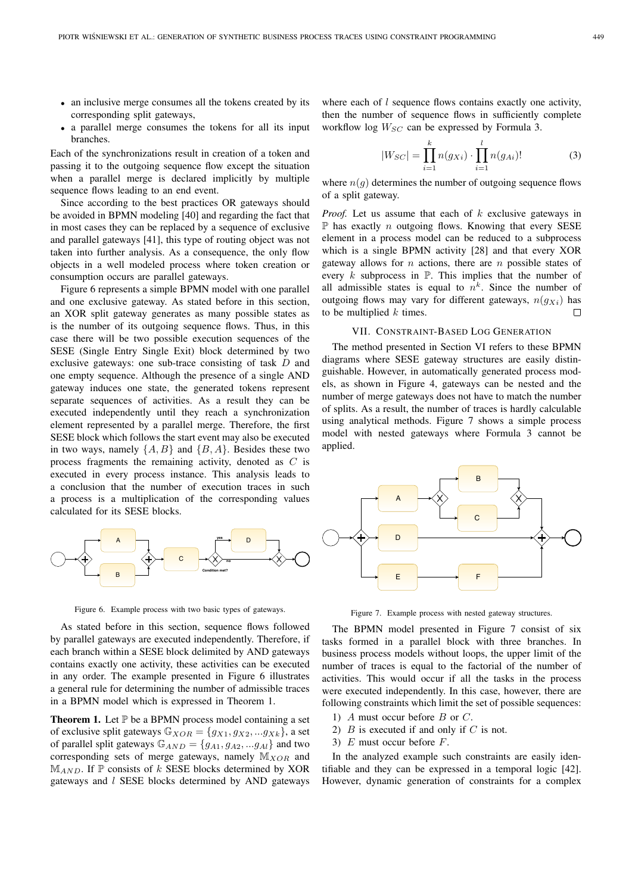- an inclusive merge consumes all the tokens created by its corresponding split gateways,
- a parallel merge consumes the tokens for all its input branches.

Each of the synchronizations result in creation of a token and passing it to the outgoing sequence flow except the situation when a parallel merge is declared implicitly by multiple sequence flows leading to an end event.

Since according to the best practices OR gateways should be avoided in BPMN modeling [40] and regarding the fact that in most cases they can be replaced by a sequence of exclusive and parallel gateways [41], this type of routing object was not taken into further analysis. As a consequence, the only flow objects in a well modeled process where token creation or consumption occurs are parallel gateways.

Figure 6 represents a simple BPMN model with one parallel and one exclusive gateway. As stated before in this section, an XOR split gateway generates as many possible states as is the number of its outgoing sequence flows. Thus, in this case there will be two possible execution sequences of the SESE (Single Entry Single Exit) block determined by two exclusive gateways: one sub-trace consisting of task $D$ and one empty sequence. Although the presence of a single AND gateway induces one state, the generated tokens represent separate sequences of activities. As a result they can be executed independently until they reach a synchronization element represented by a parallel merge. Therefore, the first SESE block which follows the start event may also be executed in two ways, namely $\{A, B\}$ and $\{B, A\}$. Besides these two process fragments the remaining activity, denoted as $C$ is executed in every process instance. This analysis leads to a conclusion that the number of execution traces in such a process is a multiplication of the corresponding values calculated for its SESE blocks.

Figure 6. Example process with two basic types of gateways.

As stated before in this section, sequence flows followed by parallel gateways are executed independently. Therefore, if each branch within a SESE block delimited by AND gateways contains exactly one activity, these activities can be executed in any order. The example presented in Figure 6 illustrates a general rule for determining the number of admissible traces in a BPMN model which is expressed in Theorem 1.

**Theorem 1.** Let $\mathbb{P}$ be a BPMN process model containing a set of exclusive split gateways $\mathbb{G}_{XOR} = \{g_{X1}, g_{X2}, ...g_{Xk}\}$, a set of parallel split gateways $\mathbb{G}_{AND} = \{g_{A1}, g_{A2}, ...g_{Al}\}$ and two corresponding sets of merge gateways, namely $\mathbb{M}_{XOR}$ and $\mathbb{M}_{AND}$. If $\mathbb{P}$ consists of $k$ SESE blocks determined by XOR gateways and $l$ SESE blocks determined by AND gateways where each of $l$ sequence flows contains exactly one activity, then the number of sequence flows in sufficiently complete workflow log $W_{SC}$ can be expressed by Formula 3.

$$|W_{SC}| = \prod_{i=1}^{k} n(g_{Xi}) \cdot \prod_{i=1}^{l} n(g_{Ai})! \tag{3}$$

where $n(g)$ determines the number of outgoing sequence flows of a split gateway.

*Proof.* Let us assume that each of $k$ exclusive gateways in $\mathbb{P}$ has exactly $n$ outgoing flows. Knowing that every SESE element in a process model can be reduced to a subprocess which is a single BPMN activity [28] and that every XOR gateway allows for $n$ actions, there are $n$ possible states of every $k$ subprocess in $\mathbb{P}$. This implies that the number of all admissible states is equal to $n^k$. Since the number of outgoing flows may vary for different gateways, $n(g_{Xi})$ has to be multiplied $k$ times. □

## VII. Constraint-Based Log Generation

The method presented in Section VI refers to these BPMN diagrams where SESE gateway structures are easily distinguishable. However, in automatically generated process models, as shown in Figure 4, gateways can be nested and the number of merge gateways does not have to match the number of splits. As a result, the number of traces is hardly calculable using analytical methods. Figure 7 shows a simple process model with nested gateways where Formula 3 cannot be applied.

Figure 7. Example process with nested gateway structures.

The BPMN model presented in Figure 7 consist of six tasks formed in a parallel block with three branches. In business process models without loops, the upper limit of the number of traces is equal to the factorial of the number of activities. This would occur if all the tasks in the process were executed independently. In this case, however, there are following constraints which limit the set of possible sequences:

1) $A$ must occur before $B$ or $C$.
2) $B$ is executed if and only if $C$ is not.
3) $E$ must occur before $F$.

In the analyzed example such constraints are easily identifiable and they can be expressed in a temporal logic [42]. However, dynamic generation of constraints for a complex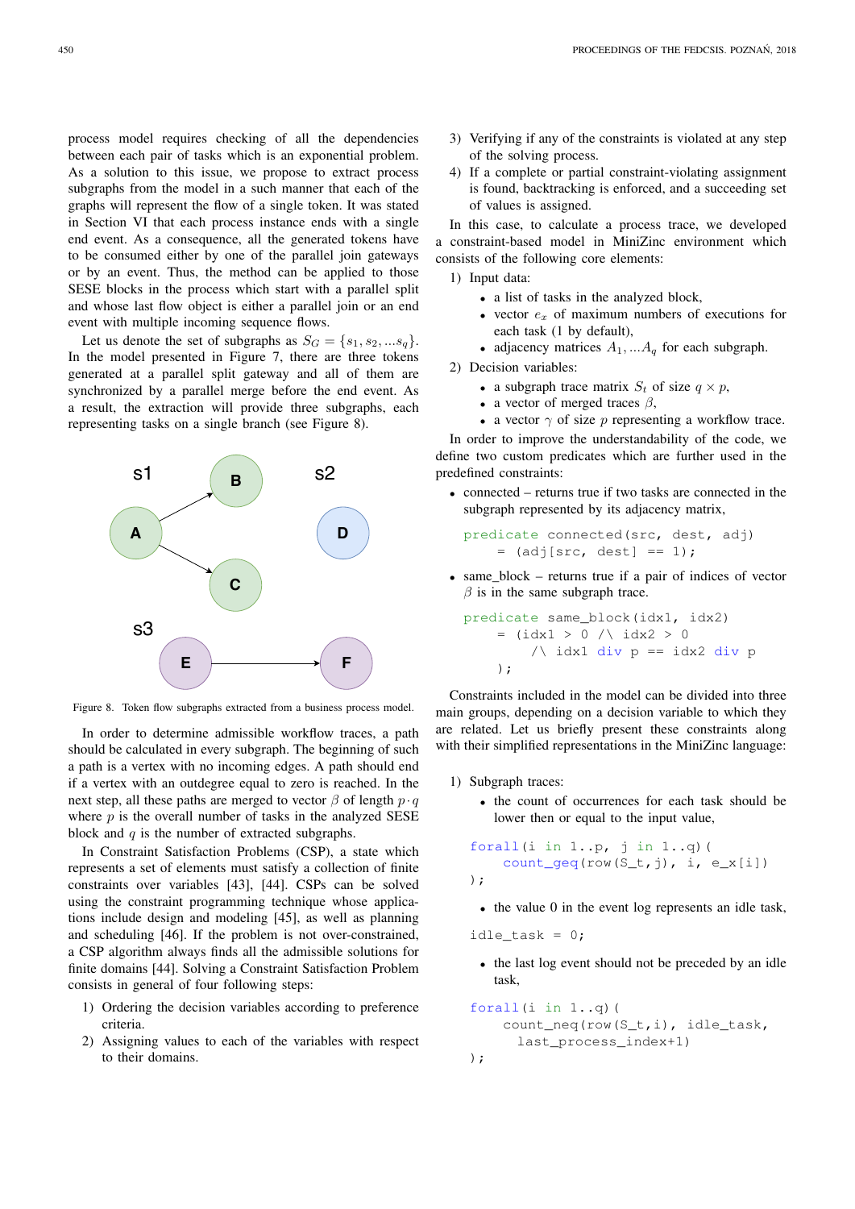process model requires checking of all the dependencies between each pair of tasks which is an exponential problem. As a solution to this issue, we propose to extract process subgraphs from the model in a such manner that each of the graphs will represent the flow of a single token. It was stated in Section VI that each process instance ends with a single end event. As a consequence, all the generated tokens have to be consumed either by one of the parallel join gateways or by an event. Thus, the method can be applied to those SESE blocks in the process which start with a parallel split and whose last flow object is either a parallel join or an end event with multiple incoming sequence flows.

Let us denote the set of subgraphs as $S_G = \{s_1, s_2, ...s_q\}$. In the model presented in Figure 7, there are three tokens generated at a parallel split gateway and all of them are synchronized by a parallel merge before the end event. As a result, the extraction will provide three subgraphs, each representing tasks on a single branch (see Figure 8).

Figure 8. Token flow subgraphs extracted from a business process model.

In order to determine admissible workflow traces, a path should be calculated in every subgraph. The beginning of such a path is a vertex with no incoming edges. A path should end if a vertex with an outdegree equal to zero is reached. In the next step, all these paths are merged to vector $\beta$ of length $p \cdot q$ where $p$ is the overall number of tasks in the analyzed SESE block and $q$ is the number of extracted subgraphs.

In Constraint Satisfaction Problems (CSP), a state which represents a set of elements must satisfy a collection of finite constraints over variables [43], [44]. CSPs can be solved using the constraint programming technique whose applications include design and modeling [45], as well as planning and scheduling [46]. If the problem is not over-constrained, a CSP algorithm always finds all the admissible solutions for finite domains [44]. Solving a Constraint Satisfaction Problem consists in general of four following steps:

1) Ordering the decision variables according to preference criteria.
2) Assigning values to each of the variables with respect to their domains.
3) Verifying if any of the constraints is violated at any step of the solving process.
4) If a complete or partial constraint-violating assignment is found, backtracking is enforced, and a succeeding set of values is assigned.

In this case, to calculate a process trace, we developed a constraint-based model in MiniZinc environment which consists of the following core elements:

1) Input data:
   - a list of tasks in the analyzed block,
   - vector $e_x$ of maximum numbers of executions for each task (1 by default),
   - adjacency matrices $A_1, ...A_q$ for each subgraph.
2) Decision variables:
   - a subgraph trace matrix $S_t$ of size $q \times p$,
   - a vector of merged traces $\beta$,
   - a vector $\gamma$ of size $p$ representing a workflow trace.

In order to improve the understandability of the code, we define two custom predicates which are further used in the predefined constraints:

- connected – returns true if two tasks are connected in the subgraph represented by its adjacency matrix,

```
predicate connected(src, dest, adj)
    = (adj[src, dest] == 1);
```

- same_block – returns true if a pair of indices of vector $\beta$ is in the same subgraph trace.

```
predicate same_block(idx1, idx2)
    = (idx1 > 0 /\ idx2 > 0
        /\ idx1 div p == idx2 div p
    );
```

Constraints included in the model can be divided into three main groups, depending on a decision variable to which they are related. Let us briefly present these constraints along with their simplified representations in the MiniZinc language:

1) Subgraph traces:
   - the count of occurrences for each task should be lower then or equal to the input value,

```
forall(i in 1..p, j in 1..q)(
    count_geq(row(S_t,j), i, e_x[i])
);
```

   - the value 0 in the event log represents an idle task,

```
idle_task = 0;
```

   - the last log event should not be preceded by an idle task,

```
forall(i in 1..q)(
    count_neq(row(S_t,i), idle_task,
      last_process_index+1)
);
```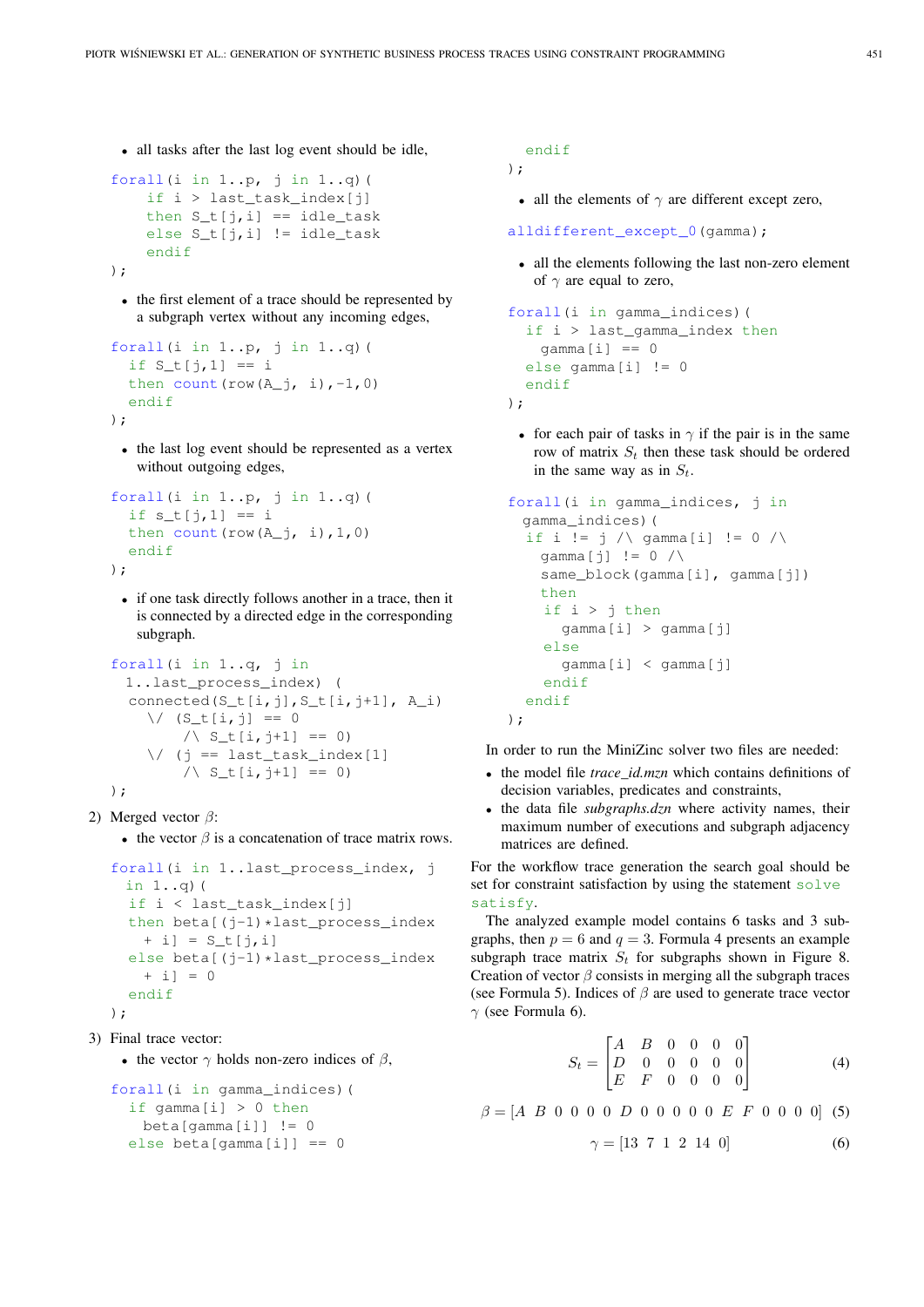- all tasks after the last log event should be idle,

```
forall(i in 1..p, j in 1..q)(
    if i > last_task_index[j]
    then S_t[j,i] == idle_task
    else S_t[j,i] != idle_task
    endif
);
```

- the first element of a trace should be represented by a subgraph vertex without any incoming edges,

```
forall(i in 1..p, j in 1..q)(
  if S_t[j,1] == i
  then count(row(A_j, i),-1,0)
  endif
);
```

- the last log event should be represented as a vertex without outgoing edges,

```
forall(i in 1..p, j in 1..q)(
  if s_t[j,1] == i
  then count(row(A_j, i),1,0)
  endif
);
```

- if one task directly follows another in a trace, then it is connected by a directed edge in the corresponding subgraph.

```
forall(i in 1..q, j in
  1..last_process_index) (
  connected(S_t[i,j],S_t[i,j+1], A_i)
    \/ (S_t[i,j] == 0
        /\ S_t[i,j+1] == 0)
    \/ (j == last_task_index[1]
        /\ S_t[i,j+1] == 0)
);
```

2) Merged vector $\beta$:

- the vector $\beta$ is a concatenation of trace matrix rows.

```
forall(i in 1..last_process_index, j
  in 1..q)(
  if i < last_task_index[j]
  then beta[(j-1)*last_process_index
    + i] = S_t[j,i]
  else beta[(j-1)*last_process_index
    + i] = 0
  endif
);
```

3) Final trace vector:

- the vector $\gamma$ holds non-zero indices of $\beta$,

```
forall(i in gamma_indices)(
  if gamma[i] > 0 then
    beta[gamma[i]] != 0
  else beta[gamma[i]] == 0
  endif
);
```

- all the elements of $\gamma$ are different except zero,

```
alldifferent_except_0(gamma);
```

- all the elements following the last non-zero element of $\gamma$ are equal to zero,

```
forall(i in gamma_indices)(
  if i > last_gamma_index then
    gamma[i] == 0
  else gamma[i] != 0
  endif
);
```

- for each pair of tasks in $\gamma$ if the pair is in the same row of matrix $S_t$ then these task should be ordered in the same way as in $S_t$.

```
forall(i in gamma_indices, j in
  gamma_indices)(
  if i != j /\ gamma[i] != 0 /\
    gamma[j] != 0 /\
    same_block(gamma[i], gamma[j])
    then
     if i > j then
       gamma[i] > gamma[j]
     else
       gamma[i] < gamma[j]
     endif
  endif
);
```

In order to run the MiniZinc solver two files are needed:

- the model file *trace_id.mzn* which contains definitions of decision variables, predicates and constraints,
- the data file *subgraphs.dzn* where activity names, their maximum number of executions and subgraph adjacency matrices are defined.

For the workflow trace generation the search goal should be set for constraint satisfaction by using the statement `solve satisfy`.

The analyzed example model contains 6 tasks and 3 subgraphs, then $p = 6$ and $q = 3$. Formula 4 presents an example subgraph trace matrix $S_t$ for subgraphs shown in Figure 8. Creation of vector $\beta$ consists in merging all the subgraph traces (see Formula 5). Indices of $\beta$ are used to generate trace vector $\gamma$ (see Formula 6).

$$S_t = \begin{bmatrix} A & B & 0 & 0 & 0 & 0 \\ D & 0 & 0 & 0 & 0 & 0 \\ E & F & 0 & 0 & 0 & 0 \end{bmatrix} \tag{4}$$

$$\beta = [A \;\; B \;\; 0 \;\; 0 \;\; 0 \;\; 0 \;\; D \;\; 0 \;\; 0 \;\; 0 \;\; 0 \;\; 0 \;\; E \;\; F \;\; 0 \;\; 0 \;\; 0 \;\; 0] \tag{5}$$

$$\gamma = [13 \;\; 7 \;\; 1 \;\; 2 \;\; 14 \;\; 0] \tag{6}$$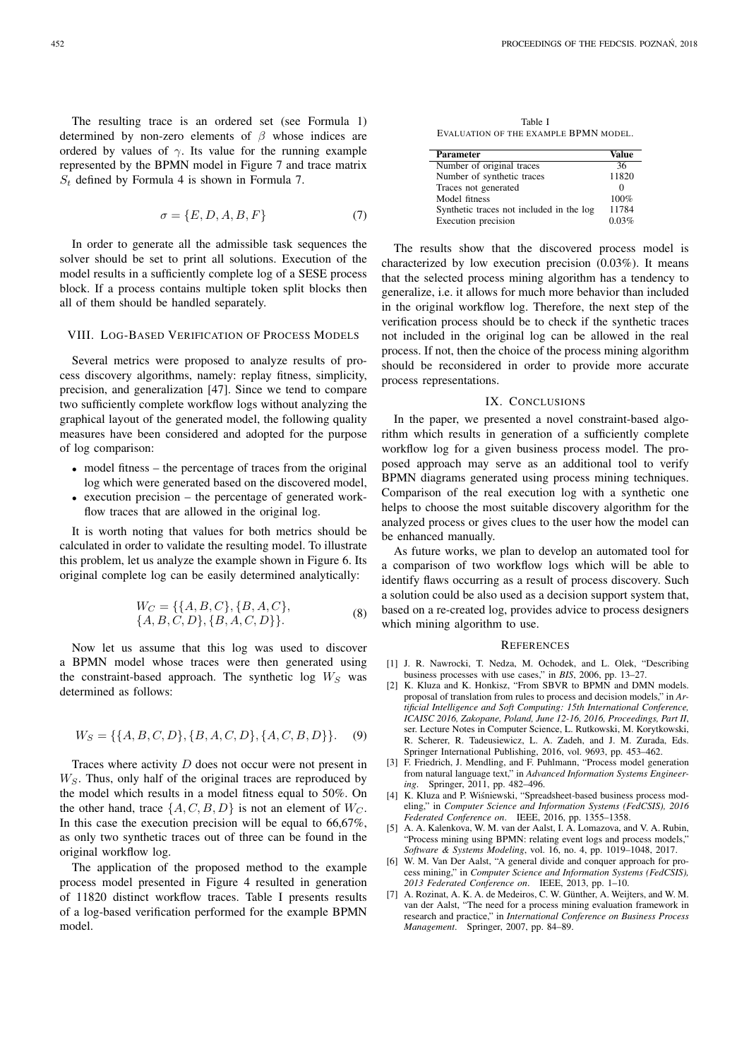The resulting trace is an ordered set (see Formula 1) determined by non-zero elements of $\beta$ whose indices are ordered by values of $\gamma$. Its value for the running example represented by the BPMN model in Figure 7 and trace matrix $S_t$ defined by Formula 4 is shown in Formula 7.

$$\sigma = \{E, D, A, B, F\} \tag{7}$$

In order to generate all the admissible task sequences the solver should be set to print all solutions. Execution of the model results in a sufficiently complete log of a SESE process block. If a process contains multiple token split blocks then all of them should be handled separately.

## VIII. Log-Based Verification of Process Models

Several metrics were proposed to analyze results of process discovery algorithms, namely: replay fitness, simplicity, precision, and generalization [47]. Since we tend to compare two sufficiently complete workflow logs without analyzing the graphical layout of the generated model, the following quality measures have been considered and adopted for the purpose of log comparison:

- model fitness – the percentage of traces from the original log which were generated based on the discovered model,
- execution precision – the percentage of generated workflow traces that are allowed in the original log.

It is worth noting that values for both metrics should be calculated in order to validate the resulting model. To illustrate this problem, let us analyze the example shown in Figure 6. Its original complete log can be easily determined analytically:

$$\begin{aligned} W_C = \{&\{A, B, C\}, \{B, A, C\}, \\ &\{A, B, C, D\}, \{B, A, C, D\}\}. \end{aligned} \tag{8}$$

Now let us assume that this log was used to discover a BPMN model whose traces were then generated using the constraint-based approach. The synthetic log $W_S$ was determined as follows:

$$W_S = \{\{A, B, C, D\}, \{B, A, C, D\}, \{A, C, B, D\}\}. \tag{9}$$

Traces where activity $D$ does not occur were not present in $W_S$. Thus, only half of the original traces are reproduced by the model which results in a model fitness equal to 50%. On the other hand, trace $\{A, C, B, D\}$ is not an element of $W_C$. In this case the execution precision will be equal to 66,67%, as only two synthetic traces out of three can be found in the original workflow log.

The application of the proposed method to the example process model presented in Figure 4 resulted in generation of 11820 distinct workflow traces. Table I presents results of a log-based verification performed for the example BPMN model.

Table I
Evaluation of the example BPMN model.

| Parameter | Value |
|---|---|
| Number of original traces | 36 |
| Number of synthetic traces | 11820 |
| Traces not generated | 0 |
| Model fitness | 100% |
| Synthetic traces not included in the log | 11784 |
| Execution precision | 0.03% |

The results show that the discovered process model is characterized by low execution precision (0.03%). It means that the selected process mining algorithm has a tendency to generalize, i.e. it allows for much more behavior than included in the original workflow log. Therefore, the next step of the verification process should be to check if the synthetic traces not included in the original log can be allowed in the real process. If not, then the choice of the process mining algorithm should be reconsidered in order to provide more accurate process representations.

## IX. Conclusions

In the paper, we presented a novel constraint-based algorithm which results in generation of a sufficiently complete workflow log for a given business process model. The proposed approach may serve as an additional tool to verify BPMN diagrams generated using process mining techniques. Comparison of the real execution log with a synthetic one helps to choose the most suitable discovery algorithm for the analyzed process or gives clues to the user how the model can be enhanced manually.

As future works, we plan to develop an automated tool for a comparison of two workflow logs which will be able to identify flaws occurring as a result of process discovery. Such a solution could be also used as a decision support system that, based on a re-created log, provides advice to process designers which mining algorithm to use.

## References

[1] J. R. Nawrocki, T. Nedza, M. Ochodek, and L. Olek, "Describing business processes with use cases," in *BIS*, 2006, pp. 13–27.

[2] K. Kluza and K. Honkisz, "From SBVR to BPMN and DMN models. proposal of translation from rules to process and decision models," in *Artificial Intelligence and Soft Computing: 15th International Conference, ICAISC 2016, Zakopane, Poland, June 12-16, 2016, Proceedings, Part II*, ser. Lecture Notes in Computer Science, L. Rutkowski, M. Korytkowski, R. Scherer, R. Tadeusiewicz, L. A. Zadeh, and J. M. Zurada, Eds. Springer International Publishing, 2016, vol. 9693, pp. 453–462.

[3] F. Friedrich, J. Mendling, and F. Puhlmann, "Process model generation from natural language text," in *Advanced Information Systems Engineering*. Springer, 2011, pp. 482–496.

[4] K. Kluza and P. Wiśniewski, "Spreadsheet-based business process modeling," in *Computer Science and Information Systems (FedCSIS), 2016 Federated Conference on*. IEEE, 2016, pp. 1355–1358.

[5] A. A. Kalenkova, W. M. van der Aalst, I. A. Lomazova, and V. A. Rubin, "Process mining using BPMN: relating event logs and process models," *Software & Systems Modeling*, vol. 16, no. 4, pp. 1019–1048, 2017.

[6] W. M. Van Der Aalst, "A general divide and conquer approach for process mining," in *Computer Science and Information Systems (FedCSIS), 2013 Federated Conference on*. IEEE, 2013, pp. 1–10.

[7] A. Rozinat, A. K. A. de Medeiros, C. W. Günther, A. Weijters, and W. M. van der Aalst, "The need for a process mining evaluation framework in research and practice," in *International Conference on Business Process Management*. Springer, 2007, pp. 84–89.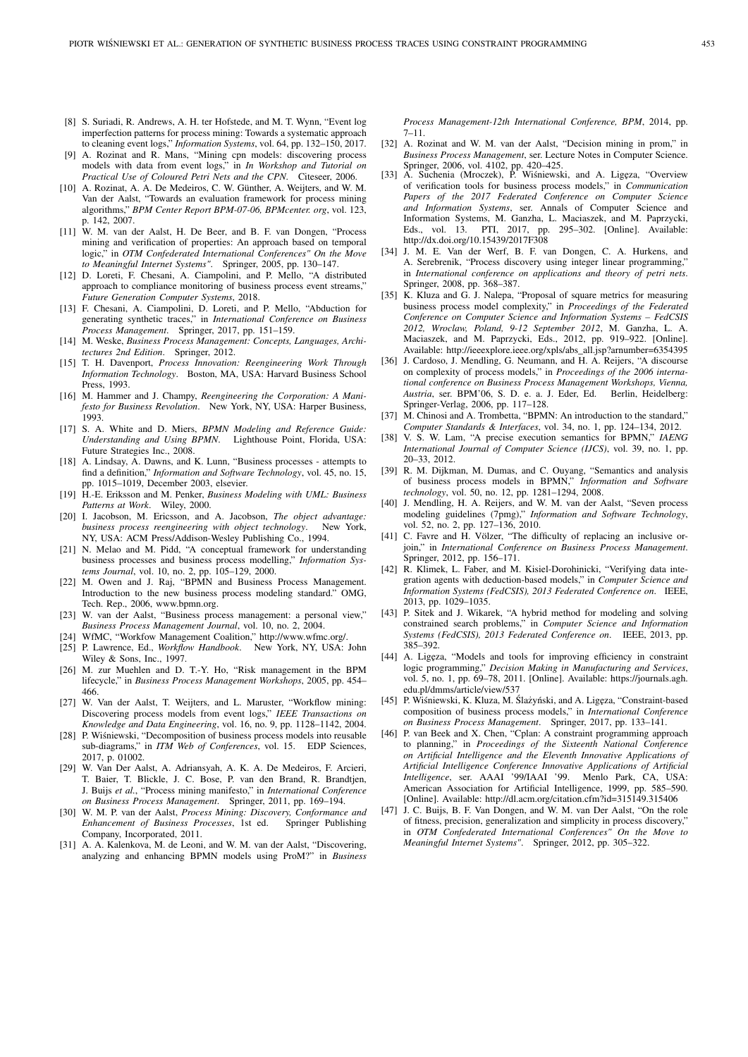[8] S. Suriadi, R. Andrews, A. H. ter Hofstede, and M. T. Wynn, "Event log imperfection patterns for process mining: Towards a systematic approach to cleaning event logs," *Information Systems*, vol. 64, pp. 132–150, 2017.

[9] A. Rozinat and R. Mans, "Mining cpn models: discovering process models with data from event logs," in *In Workshop and Tutorial on Practical Use of Coloured Petri Nets and the CPN*. Citeseer, 2006.

[10] A. Rozinat, A. A. De Medeiros, C. W. Günther, A. Weijters, and W. M. Van der Aalst, "Towards an evaluation framework for process mining algorithms," *BPM Center Report BPM-07-06, BPMcenter. org*, vol. 123, p. 142, 2007.

[11] W. M. van der Aalst, H. De Beer, and B. F. van Dongen, "Process mining and verification of properties: An approach based on temporal logic," in *OTM Confederated International Conferences" On the Move to Meaningful Internet Systems"*. Springer, 2005, pp. 130–147.

[12] D. Loreti, F. Chesani, A. Ciampolini, and P. Mello, "A distributed approach to compliance monitoring of business process event streams," *Future Generation Computer Systems*, 2018.

[13] F. Chesani, A. Ciampolini, D. Loreti, and P. Mello, "Abduction for generating synthetic traces," in *International Conference on Business Process Management*. Springer, 2017, pp. 151–159.

[14] M. Weske, *Business Process Management: Concepts, Languages, Architectures 2nd Edition*. Springer, 2012.

[15] T. H. Davenport, *Process Innovation: Reengineering Work Through Information Technology*. Boston, MA, USA: Harvard Business School Press, 1993.

[16] M. Hammer and J. Champy, *Reengineering the Corporation: A Manifesto for Business Revolution*. New York, NY, USA: Harper Business, 1993.

[17] S. A. White and D. Miers, *BPMN Modeling and Reference Guide: Understanding and Using BPMN*. Lighthouse Point, Florida, USA: Future Strategies Inc., 2008.

[18] A. Lindsay, A. Dawns, and K. Lunn, "Business processes - attempts to find a definition," *Information and Software Technology*, vol. 45, no. 15, pp. 1015–1019, December 2003, elsevier.

[19] H.-E. Eriksson and M. Penker, *Business Modeling with UML: Business Patterns at Work*. Wiley, 2000.

[20] I. Jacobson, M. Ericsson, and A. Jacobson, *The object advantage: business process reengineering with object technology*. New York, NY, USA: ACM Press/Addison-Wesley Publishing Co., 1994.

[21] N. Melao and M. Pidd, "A conceptual framework for understanding business processes and business process modelling," *Information Systems Journal*, vol. 10, no. 2, pp. 105–129, 2000.

[22] M. Owen and J. Raj, "BPMN and Business Process Management. Introduction to the new business process modeling standard." OMG, Tech. Rep., 2006, www.bpmn.org.

[23] W. van der Aalst, "Business process management: a personal view," *Business Process Management Journal*, vol. 10, no. 2, 2004.

[24] WfMC, "Workflow Management Coalition," http://www.wfmc.org/.

[25] P. Lawrence, Ed., *Workflow Handbook*. New York, NY, USA: John Wiley & Sons, Inc., 1997.

[26] M. zur Muehlen and D. T.-Y. Ho, "Risk management in the BPM lifecycle," in *Business Process Management Workshops*, 2005, pp. 454–466.

[27] W. Van der Aalst, T. Weijters, and L. Maruster, "Workflow mining: Discovering process models from event logs," *IEEE Transactions on Knowledge and Data Engineering*, vol. 16, no. 9, pp. 1128–1142, 2004.

[28] P. Wiśniewski, "Decomposition of business process models into reusable sub-diagrams," in *ITM Web of Conferences*, vol. 15. EDP Sciences, 2017, p. 01002.

[29] W. Van Der Aalst, A. Adriansyah, A. K. A. De Medeiros, F. Arcieri, T. Baier, T. Blickle, J. C. Bose, P. van den Brand, R. Brandtjen, J. Buijs *et al.*, "Process mining manifesto," in *International Conference on Business Process Management*. Springer, 2011, pp. 169–194.

[30] W. M. P. van der Aalst, *Process Mining: Discovery, Conformance and Enhancement of Business Processes*, 1st ed. Springer Publishing Company, Incorporated, 2011.

[31] A. A. Kalenkova, M. de Leoni, and W. M. van der Aalst, "Discovering, analyzing and enhancing BPMN models using ProM?" in *Business Process Management-12th International Conference, BPM*, 2014, pp. 7–11.

[32] A. Rozinat and W. M. van der Aalst, "Decision mining in prom," in *Business Process Management*, ser. Lecture Notes in Computer Science. Springer, 2006, vol. 4102, pp. 420–425.

[33] A. Suchenia (Mroczek), P. Wiśniewski, and A. Ligęza, "Overview of verification tools for business process models," in *Communication Papers of the 2017 Federated Conference on Computer Science and Information Systems*, ser. Annals of Computer Science and Information Systems, M. Ganzha, L. Maciaszek, and M. Paprzycki, Eds., vol. 13. PTI, 2017, pp. 295–302. [Online]. Available: http://dx.doi.org/10.15439/2017F308

[34] J. M. E. Van der Werf, B. F. van Dongen, C. A. Hurkens, and A. Serebrenik, "Process discovery using integer linear programming," in *International conference on applications and theory of petri nets*. Springer, 2008, pp. 368–387.

[35] K. Kluza and G. J. Nalepa, "Proposal of square metrics for measuring business process model complexity," in *Proceedings of the Federated Conference on Computer Science and Information Systems – FedCSIS 2012, Wroclaw, Poland, 9-12 September 2012*, M. Ganzha, L. A. Maciaszek, and M. Paprzycki, Eds., 2012, pp. 919–922. [Online]. Available: http://ieeexplore.ieee.org/xpls/abs_all.jsp?arnumber=6354395

[36] J. Cardoso, J. Mendling, G. Neumann, and H. A. Reijers, "A discourse on complexity of process models," in *Proceedings of the 2006 international conference on Business Process Management Workshops, Vienna, Austria*, ser. BPM'06, S. D. e. a. J. Eder, Ed. Berlin, Heidelberg: Springer-Verlag, 2006, pp. 117–128.

[37] M. Chinosi and A. Trombetta, "BPMN: An introduction to the standard," *Computer Standards & Interfaces*, vol. 34, no. 1, pp. 124–134, 2012.

[38] V. S. W. Lam, "A precise execution semantics for BPMN," *IAENG International Journal of Computer Science (IJCS)*, vol. 39, no. 1, pp. 20–33, 2012.

[39] R. M. Dijkman, M. Dumas, and C. Ouyang, "Semantics and analysis of business process models in BPMN," *Information and Software technology*, vol. 50, no. 12, pp. 1281–1294, 2008.

[40] J. Mendling, H. A. Reijers, and W. M. van der Aalst, "Seven process modeling guidelines (7pmg)," *Information and Software Technology*, vol. 52, no. 2, pp. 127–136, 2010.

[41] C. Favre and H. Völzer, "The difficulty of replacing an inclusive or-join," in *International Conference on Business Process Management*. Springer, 2012, pp. 156–171.

[42] R. Klimek, L. Faber, and M. Kisiel-Dorohinicki, "Verifying data integration agents with deduction-based models," in *Computer Science and Information Systems (FedCSIS), 2013 Federated Conference on*. IEEE, 2013, pp. 1029–1035.

[43] P. Sitek and J. Wikarek, "A hybrid method for modeling and solving constrained search problems," in *Computer Science and Information Systems (FedCSIS), 2013 Federated Conference on*. IEEE, 2013, pp. 385–392.

[44] A. Ligęza, "Models and tools for improving efficiency in constraint logic programming," *Decision Making in Manufacturing and Services*, vol. 5, no. 1, pp. 69–78, 2011. [Online]. Available: https://journals.agh.edu.pl/dmms/article/view/537

[45] P. Wiśniewski, K. Kluza, M. Ślażyński, and A. Ligęza, "Constraint-based composition of business process models," in *International Conference on Business Process Management*. Springer, 2017, pp. 133–141.

[46] P. van Beek and X. Chen, "Cplan: A constraint programming approach to planning," in *Proceedings of the Sixteenth National Conference on Artificial Intelligence and the Eleventh Innovative Applications of Artificial Intelligence Conference Innovative Applications of Artificial Intelligence*, ser. AAAI '99/IAAI '99. Menlo Park, CA, USA: American Association for Artificial Intelligence, 1999, pp. 585–590. [Online]. Available: http://dl.acm.org/citation.cfm?id=315149.315406

[47] J. C. Buijs, B. F. Van Dongen, and W. M. van Der Aalst, "On the role of fitness, precision, generalization and simplicity in process discovery," in *OTM Confederated International Conferences" On the Move to Meaningful Internet Systems"*. Springer, 2012, pp. 305–322.